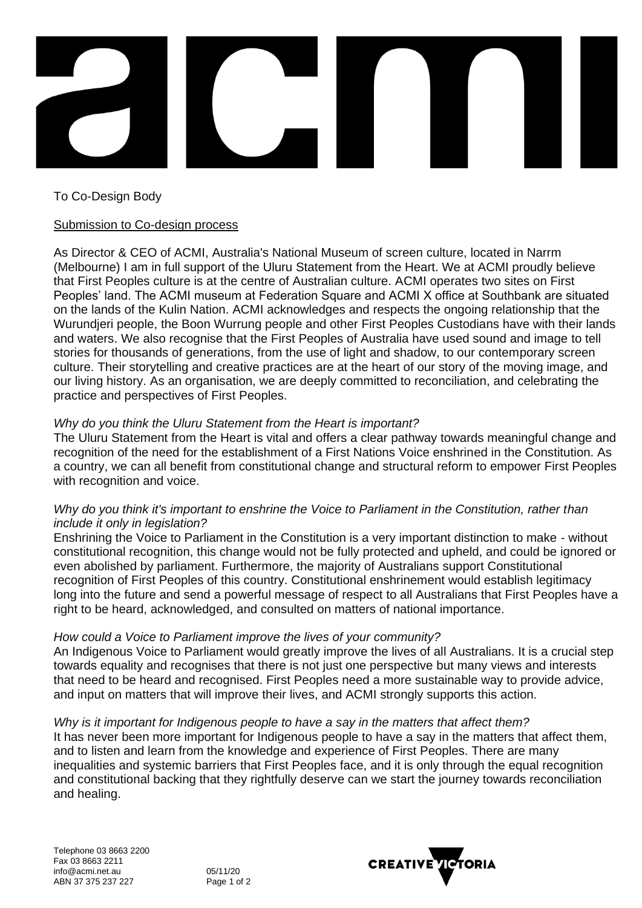To Co-Design Body

<u>Submission to Co-design process</u>

As Director & CEO of ACMI, Australia's National Museum of screen culture, located in Narrm (Melbourne) I am in full support of the Uluru Statement from the Heart. We at ACMI proudly believe that First Peoples culture is at the centre of Australian culture. ACMI operates two sites on First Peoples' land. The ACMI museum at Federation Square and ACMI X office at Southbank are situated on the lands of the Kulin Nation. ACMI acknowledges and respects the ongoing relationship that the Wurundjeri people, the Boon Wurrung people and other First Peoples Custodians have with their lands and waters. We also recognise that the First Peoples of Australia have used sound and image to tell stories for thousands of generations, from the use of light and shadow, to our contemporary screen culture. Their storytelling and creative practices are at the heart of our story of the moving image, and our living history. As an organisation, we are deeply committed to reconciliation, and celebrating the practice and perspectives of First Peoples.

*Why do you think the Uluru Statement from the Heart is important?*
The Uluru Statement from the Heart is vital and offers a clear pathway towards meaningful change and recognition of the need for the establishment of a First Nations Voice enshrined in the Constitution. As a country, we can all benefit from constitutional change and structural reform to empower First Peoples with recognition and voice.

*Why do you think it's important to enshrine the Voice to Parliament in the Constitution, rather than include it only in legislation?*
Enshrining the Voice to Parliament in the Constitution is a very important distinction to make - without constitutional recognition, this change would not be fully protected and upheld, and could be ignored or even abolished by parliament. Furthermore, the majority of Australians support Constitutional recognition of First Peoples of this country. Constitutional enshrinement would establish legitimacy long into the future and send a powerful message of respect to all Australians that First Peoples have a right to be heard, acknowledged, and consulted on matters of national importance.

*How could a Voice to Parliament improve the lives of your community?*
An Indigenous Voice to Parliament would greatly improve the lives of all Australians. It is a crucial step towards equality and recognises that there is not just one perspective but many views and interests that need to be heard and recognised. First Peoples need a more sustainable way to provide advice, and input on matters that will improve their lives, and ACMI strongly supports this action.

*Why is it important for Indigenous people to have a say in the matters that affect them?*
It has never been more important for Indigenous people to have a say in the matters that affect them, and to listen and learn from the knowledge and experience of First Peoples. There are many inequalities and systemic barriers that First Peoples face, and it is only through the equal recognition and constitutional backing that they rightfully deserve can we start the journey towards reconciliation and healing.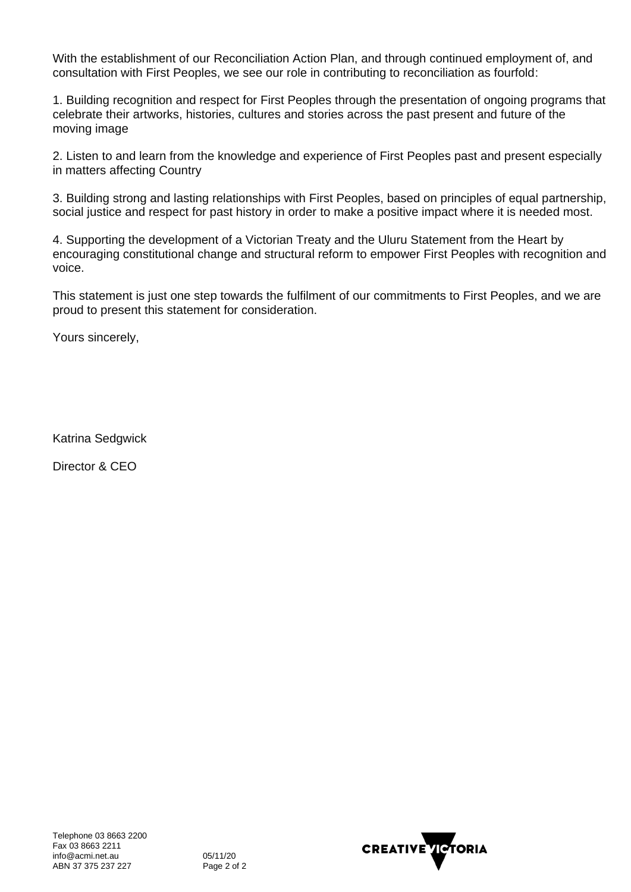With the establishment of our Reconciliation Action Plan, and through continued employment of, and consultation with First Peoples, we see our role in contributing to reconciliation as fourfold:

1. Building recognition and respect for First Peoples through the presentation of ongoing programs that celebrate their artworks, histories, cultures and stories across the past present and future of the moving image

2. Listen to and learn from the knowledge and experience of First Peoples past and present especially in matters affecting Country

3. Building strong and lasting relationships with First Peoples, based on principles of equal partnership, social justice and respect for past history in order to make a positive impact where it is needed most.

4. Supporting the development of a Victorian Treaty and the Uluru Statement from the Heart by encouraging constitutional change and structural reform to empower First Peoples with recognition and voice.

This statement is just one step towards the fulfilment of our commitments to First Peoples, and we are proud to present this statement for consideration.

Yours sincerely,

Katrina Sedgwick

Director & CEO

Telephone 03 8663 2200
Fax 03 8663 2211
info@acmi.net.au
ABN 37 375 237 227

05/11/20

CREATIVE VICTORIA